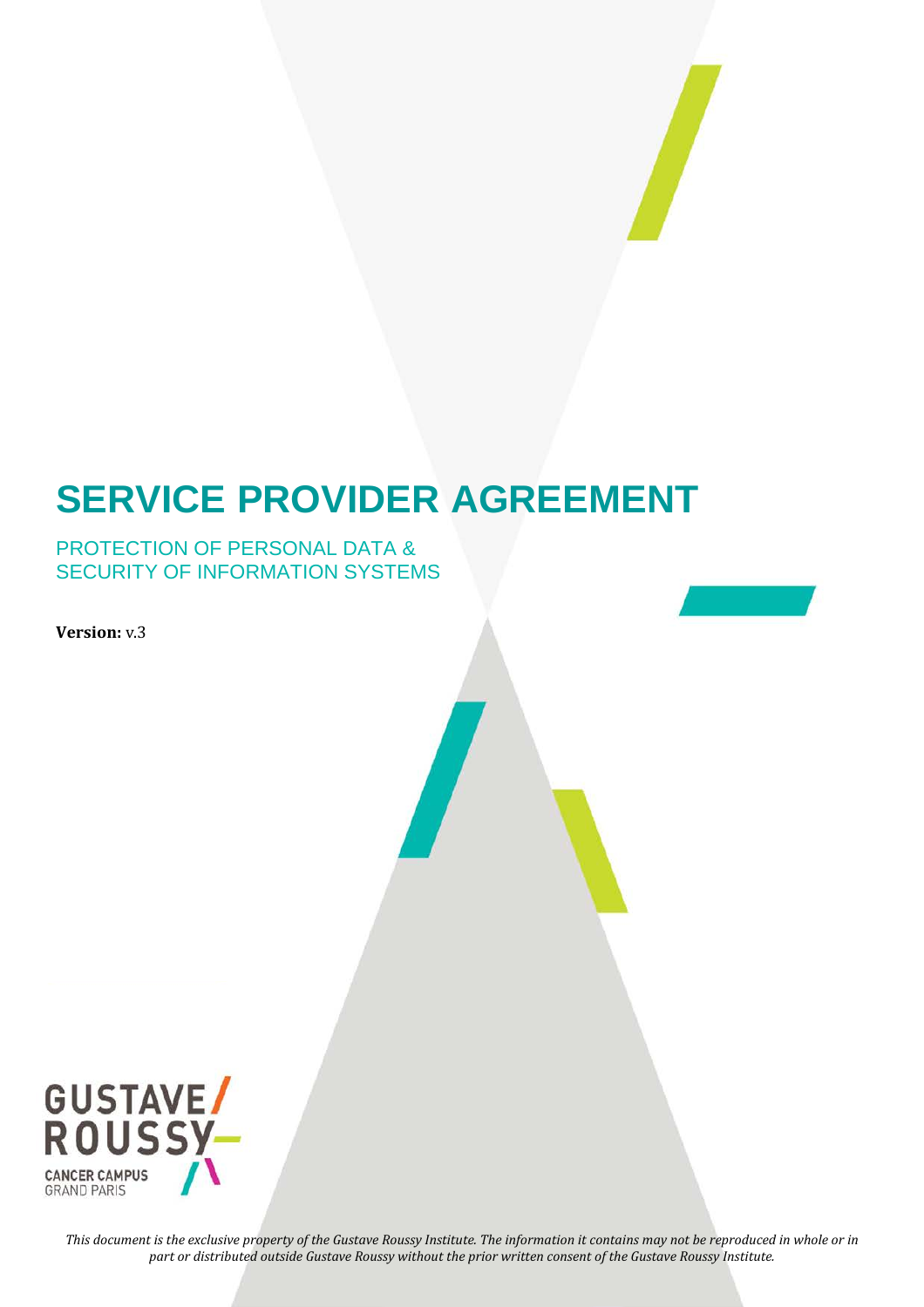# SERVICE PROVIDER AGREEMENT

PROTECTION OF PERSONAL DATA &
SECURITY OF INFORMATION SYSTEMS

**Version:** v.3

GUSTAVE ROUSSY
CANCER CAMPUS
GRAND PARIS

*This document is the exclusive property of the Gustave Roussy Institute. The information it contains may not be reproduced in whole or in part or distributed outside Gustave Roussy without the prior written consent of the Gustave Roussy Institute.*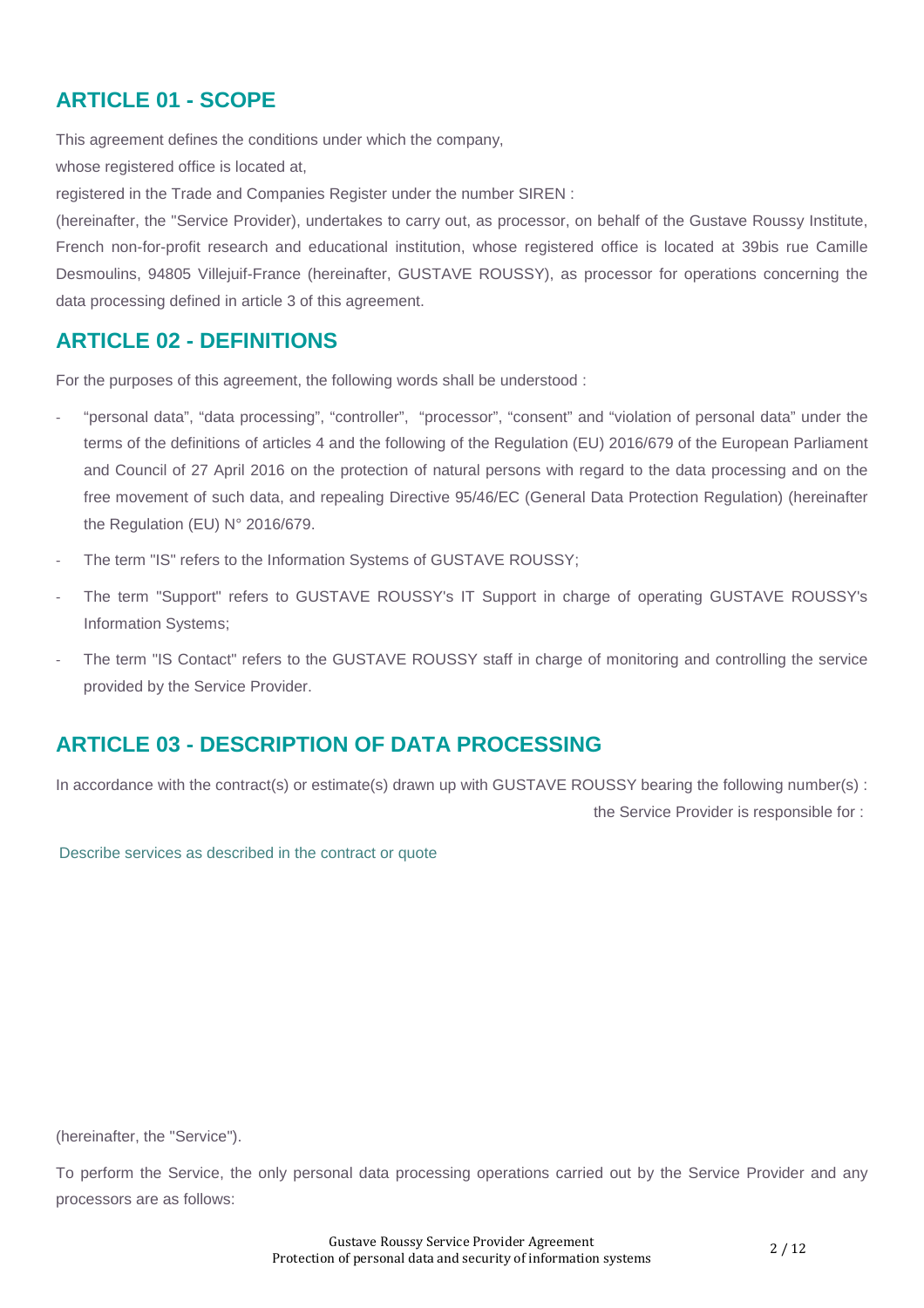## ARTICLE 01 - SCOPE

This agreement defines the conditions under which the company,

whose registered office is located at,

registered in the Trade and Companies Register under the number SIREN :

(hereinafter, the "Service Provider), undertakes to carry out, as processor, on behalf of the Gustave Roussy Institute, French non-for-profit research and educational institution, whose registered office is located at 39bis rue Camille Desmoulins, 94805 Villejuif-France (hereinafter, GUSTAVE ROUSSY), as processor for operations concerning the data processing defined in article 3 of this agreement.

## ARTICLE 02 - DEFINITIONS

For the purposes of this agreement, the following words shall be understood :

- "personal data", "data processing", "controller", "processor", "consent" and "violation of personal data" under the terms of the definitions of articles 4 and the following of the Regulation (EU) 2016/679 of the European Parliament and Council of 27 April 2016 on the protection of natural persons with regard to the data processing and on the free movement of such data, and repealing Directive 95/46/EC (General Data Protection Regulation) (hereinafter the Regulation (EU) N° 2016/679.
- The term "IS" refers to the Information Systems of GUSTAVE ROUSSY;
- The term "Support" refers to GUSTAVE ROUSSY's IT Support in charge of operating GUSTAVE ROUSSY's Information Systems;
- The term "IS Contact" refers to the GUSTAVE ROUSSY staff in charge of monitoring and controlling the service provided by the Service Provider.

## ARTICLE 03 - DESCRIPTION OF DATA PROCESSING

In accordance with the contract(s) or estimate(s) drawn up with GUSTAVE ROUSSY bearing the following number(s) : the Service Provider is responsible for :

Describe services as described in the contract or quote

(hereinafter, the "Service").

To perform the Service, the only personal data processing operations carried out by the Service Provider and any processors are as follows: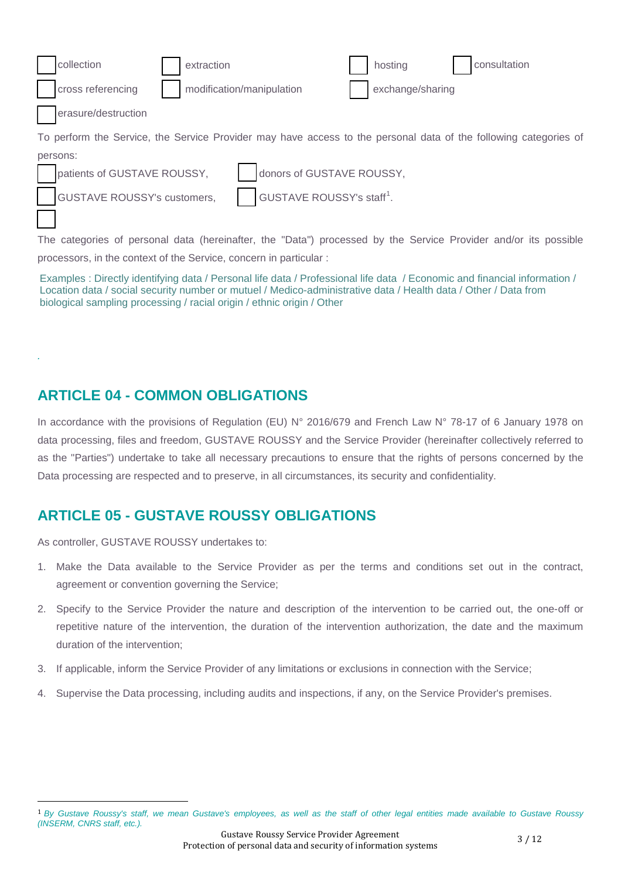☐ collection ☐ extraction ☐ hosting ☐ consultation

☐ cross referencing ☐ modification/manipulation ☐ exchange/sharing

☐ erasure/destruction

To perform the Service, the Service Provider may have access to the personal data of the following categories of persons:

☐ patients of GUSTAVE ROUSSY, ☐ donors of GUSTAVE ROUSSY,

☐ GUSTAVE ROUSSY's customers, ☐ GUSTAVE ROUSSY's staff[1].

☐

The categories of personal data (hereinafter, the "Data") processed by the Service Provider and/or its possible processors, in the context of the Service, concern in particular :

Examples : Directly identifying data / Personal life data / Professional life data / Economic and financial information / Location data / social security number or mutuel / Medico-administrative data / Health data / Other / Data from biological sampling processing / racial origin / ethnic origin / Other

## ARTICLE 04 - COMMON OBLIGATIONS

In accordance with the provisions of Regulation (EU) N° 2016/679 and French Law N° 78-17 of 6 January 1978 on data processing, files and freedom, GUSTAVE ROUSSY and the Service Provider (hereinafter collectively referred to as the "Parties") undertake to take all necessary precautions to ensure that the rights of persons concerned by the Data processing are respected and to preserve, in all circumstances, its security and confidentiality.

## ARTICLE 05 - GUSTAVE ROUSSY OBLIGATIONS

As controller, GUSTAVE ROUSSY undertakes to:

1. Make the Data available to the Service Provider as per the terms and conditions set out in the contract, agreement or convention governing the Service;
2. Specify to the Service Provider the nature and description of the intervention to be carried out, the one-off or repetitive nature of the intervention, the duration of the intervention authorization, the date and the maximum duration of the intervention;
3. If applicable, inform the Service Provider of any limitations or exclusions in connection with the Service;
4. Supervise the Data processing, including audits and inspections, if any, on the Service Provider's premises.

---

[1] *By Gustave Roussy's staff, we mean Gustave's employees, as well as the staff of other legal entities made available to Gustave Roussy (INSERM, CNRS staff, etc.).*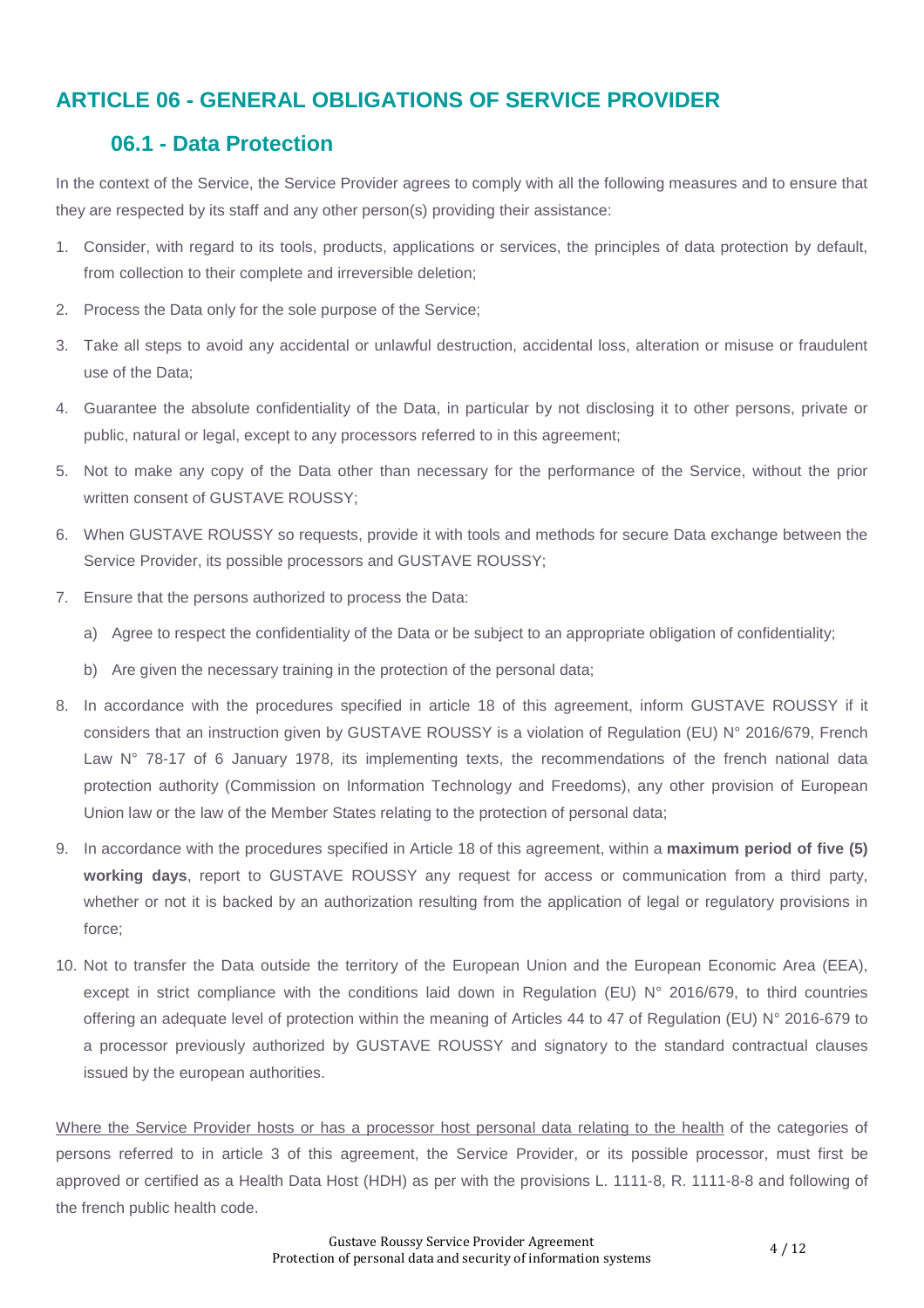## ARTICLE 06 - GENERAL OBLIGATIONS OF SERVICE PROVIDER

### 06.1 - Data Protection

In the context of the Service, the Service Provider agrees to comply with all the following measures and to ensure that they are respected by its staff and any other person(s) providing their assistance:

1. Consider, with regard to its tools, products, applications or services, the principles of data protection by default, from collection to their complete and irreversible deletion;
2. Process the Data only for the sole purpose of the Service;
3. Take all steps to avoid any accidental or unlawful destruction, accidental loss, alteration or misuse or fraudulent use of the Data;
4. Guarantee the absolute confidentiality of the Data, in particular by not disclosing it to other persons, private or public, natural or legal, except to any processors referred to in this agreement;
5. Not to make any copy of the Data other than necessary for the performance of the Service, without the prior written consent of GUSTAVE ROUSSY;
6. When GUSTAVE ROUSSY so requests, provide it with tools and methods for secure Data exchange between the Service Provider, its possible processors and GUSTAVE ROUSSY;
7. Ensure that the persons authorized to process the Data:
   a) Agree to respect the confidentiality of the Data or be subject to an appropriate obligation of confidentiality;
   b) Are given the necessary training in the protection of the personal data;
8. In accordance with the procedures specified in article 18 of this agreement, inform GUSTAVE ROUSSY if it considers that an instruction given by GUSTAVE ROUSSY is a violation of Regulation (EU) N° 2016/679, French Law N° 78-17 of 6 January 1978, its implementing texts, the recommendations of the french national data protection authority (Commission on Information Technology and Freedoms), any other provision of European Union law or the law of the Member States relating to the protection of personal data;
9. In accordance with the procedures specified in Article 18 of this agreement, within a **maximum period of five (5) working days**, report to GUSTAVE ROUSSY any request for access or communication from a third party, whether or not it is backed by an authorization resulting from the application of legal or regulatory provisions in force;
10. Not to transfer the Data outside the territory of the European Union and the European Economic Area (EEA), except in strict compliance with the conditions laid down in Regulation (EU) N° 2016/679, to third countries offering an adequate level of protection within the meaning of Articles 44 to 47 of Regulation (EU) N° 2016-679 to a processor previously authorized by GUSTAVE ROUSSY and signatory to the standard contractual clauses issued by the european authorities.

<u>Where the Service Provider hosts or has a processor host personal data relating to the health</u> of the categories of persons referred to in article 3 of this agreement, the Service Provider, or its possible processor, must first be approved or certified as a Health Data Host (HDH) as per with the provisions L. 1111-8, R. 1111-8-8 and following of the french public health code.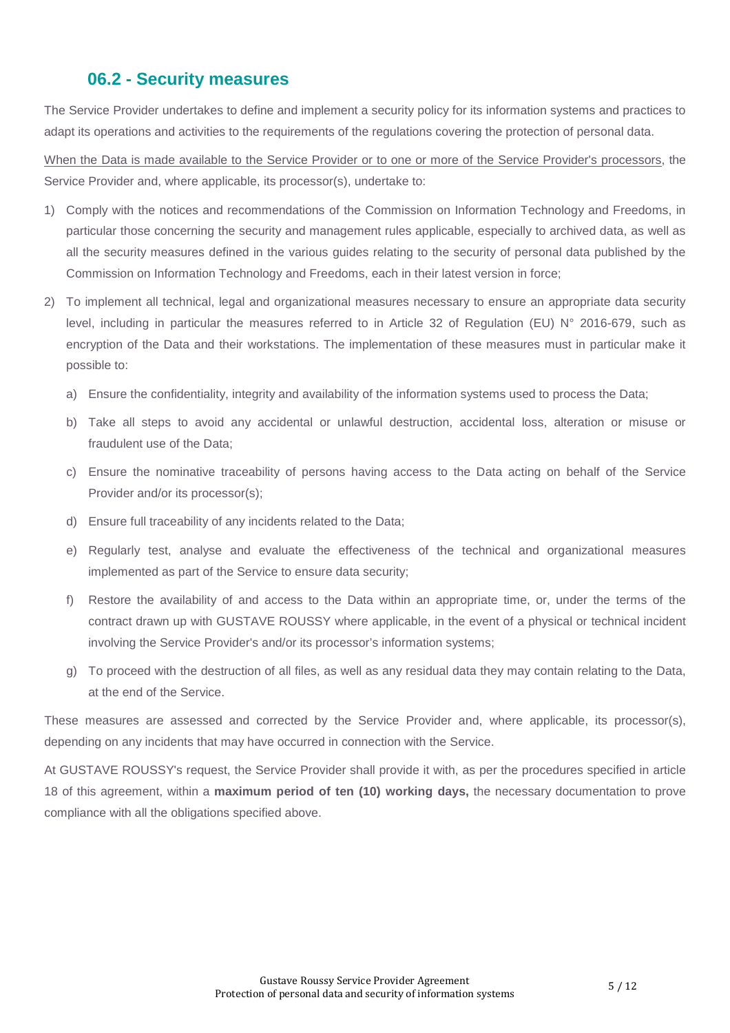## 06.2 - Security measures

The Service Provider undertakes to define and implement a security policy for its information systems and practices to adapt its operations and activities to the requirements of the regulations covering the protection of personal data.

<u>When the Data is made available to the Service Provider or to one or more of the Service Provider's processors</u>, the Service Provider and, where applicable, its processor(s), undertake to:

1) Comply with the notices and recommendations of the Commission on Information Technology and Freedoms, in particular those concerning the security and management rules applicable, especially to archived data, as well as all the security measures defined in the various guides relating to the security of personal data published by the Commission on Information Technology and Freedoms, each in their latest version in force;
2) To implement all technical, legal and organizational measures necessary to ensure an appropriate data security level, including in particular the measures referred to in Article 32 of Regulation (EU) N° 2016-679, such as encryption of the Data and their workstations. The implementation of these measures must in particular make it possible to:
   a) Ensure the confidentiality, integrity and availability of the information systems used to process the Data;
   b) Take all steps to avoid any accidental or unlawful destruction, accidental loss, alteration or misuse or fraudulent use of the Data;
   c) Ensure the nominative traceability of persons having access to the Data acting on behalf of the Service Provider and/or its processor(s);
   d) Ensure full traceability of any incidents related to the Data;
   e) Regularly test, analyse and evaluate the effectiveness of the technical and organizational measures implemented as part of the Service to ensure data security;
   f) Restore the availability of and access to the Data within an appropriate time, or, under the terms of the contract drawn up with GUSTAVE ROUSSY where applicable, in the event of a physical or technical incident involving the Service Provider's and/or its processor's information systems;
   g) To proceed with the destruction of all files, as well as any residual data they may contain relating to the Data, at the end of the Service.

These measures are assessed and corrected by the Service Provider and, where applicable, its processor(s), depending on any incidents that may have occurred in connection with the Service.

At GUSTAVE ROUSSY's request, the Service Provider shall provide it with, as per the procedures specified in article 18 of this agreement, within a **maximum period of ten (10) working days,** the necessary documentation to prove compliance with all the obligations specified above.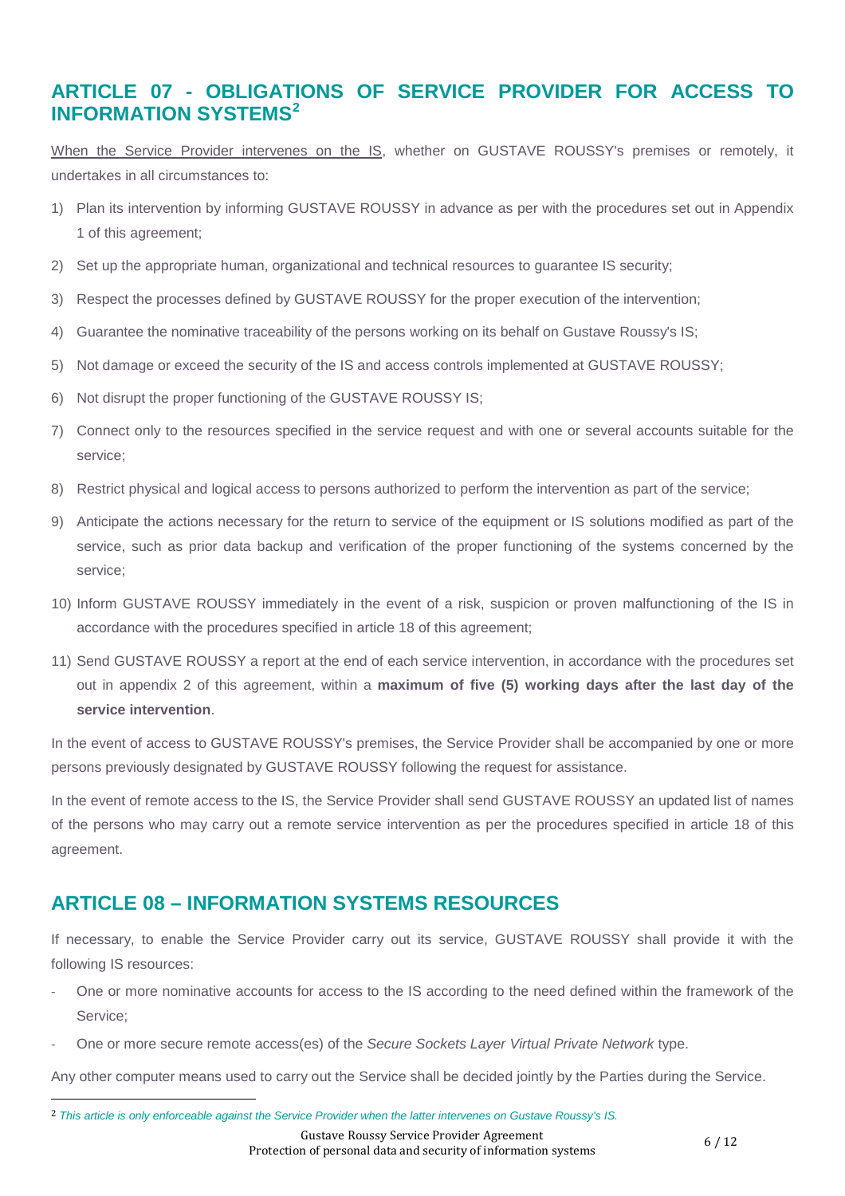## ARTICLE 07 - OBLIGATIONS OF SERVICE PROVIDER FOR ACCESS TO INFORMATION SYSTEMS[2]

<u>When the Service Provider intervenes on the IS</u>, whether on GUSTAVE ROUSSY's premises or remotely, it undertakes in all circumstances to:

1) Plan its intervention by informing GUSTAVE ROUSSY in advance as per with the procedures set out in Appendix 1 of this agreement;
2) Set up the appropriate human, organizational and technical resources to guarantee IS security;
3) Respect the processes defined by GUSTAVE ROUSSY for the proper execution of the intervention;
4) Guarantee the nominative traceability of the persons working on its behalf on Gustave Roussy's IS;
5) Not damage or exceed the security of the IS and access controls implemented at GUSTAVE ROUSSY;
6) Not disrupt the proper functioning of the GUSTAVE ROUSSY IS;
7) Connect only to the resources specified in the service request and with one or several accounts suitable for the service;
8) Restrict physical and logical access to persons authorized to perform the intervention as part of the service;
9) Anticipate the actions necessary for the return to service of the equipment or IS solutions modified as part of the service, such as prior data backup and verification of the proper functioning of the systems concerned by the service;
10) Inform GUSTAVE ROUSSY immediately in the event of a risk, suspicion or proven malfunctioning of the IS in accordance with the procedures specified in article 18 of this agreement;
11) Send GUSTAVE ROUSSY a report at the end of each service intervention, in accordance with the procedures set out in appendix 2 of this agreement, within a **maximum of five (5) working days after the last day of the service intervention**.

In the event of access to GUSTAVE ROUSSY's premises, the Service Provider shall be accompanied by one or more persons previously designated by GUSTAVE ROUSSY following the request for assistance.

In the event of remote access to the IS, the Service Provider shall send GUSTAVE ROUSSY an updated list of names of the persons who may carry out a remote service intervention as per the procedures specified in article 18 of this agreement.

## ARTICLE 08 – INFORMATION SYSTEMS RESOURCES

If necessary, to enable the Service Provider carry out its service, GUSTAVE ROUSSY shall provide it with the following IS resources:

- One or more nominative accounts for access to the IS according to the need defined within the framework of the Service;
- One or more secure remote access(es) of the *Secure Sockets Layer Virtual Private Network* type.

Any other computer means used to carry out the Service shall be decided jointly by the Parties during the Service.

[2] *This article is only enforceable against the Service Provider when the latter intervenes on Gustave Roussy's IS.*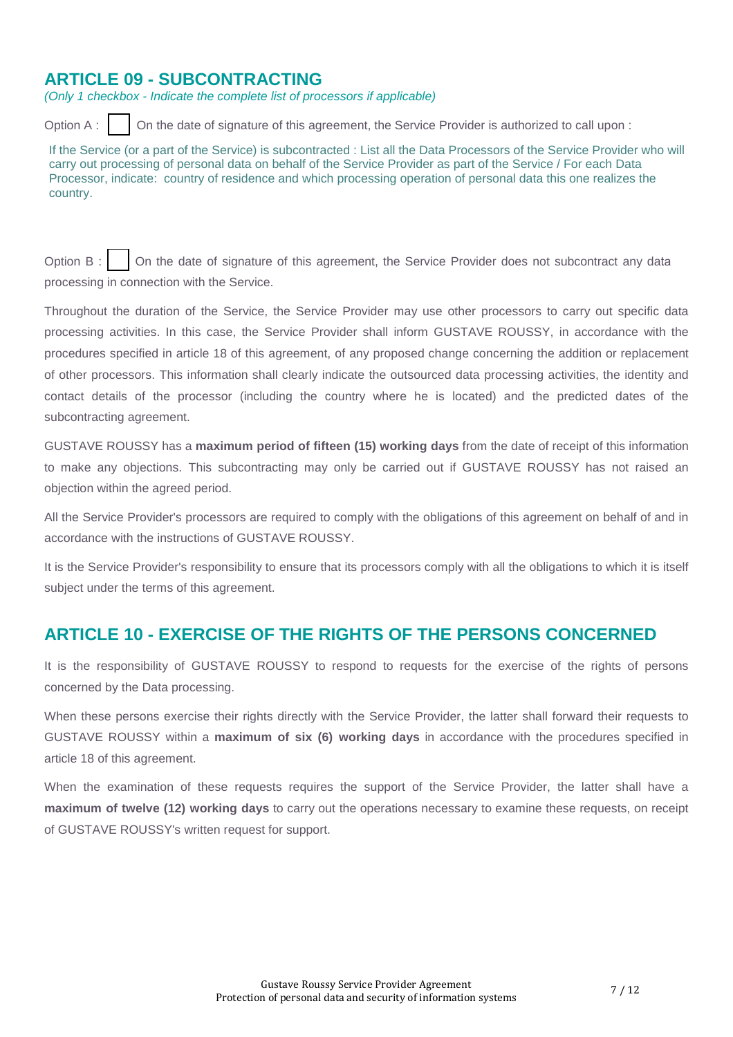## ARTICLE 09 - SUBCONTRACTING

*(Only 1 checkbox - Indicate the complete list of processors if applicable)*

Option A : ☐ On the date of signature of this agreement, the Service Provider is authorized to call upon :

If the Service (or a part of the Service) is subcontracted : List all the Data Processors of the Service Provider who will carry out processing of personal data on behalf of the Service Provider as part of the Service / For each Data Processor, indicate: country of residence and which processing operation of personal data this one realizes the country.

Option B : ☐ On the date of signature of this agreement, the Service Provider does not subcontract any data processing in connection with the Service.

Throughout the duration of the Service, the Service Provider may use other processors to carry out specific data processing activities. In this case, the Service Provider shall inform GUSTAVE ROUSSY, in accordance with the procedures specified in article 18 of this agreement, of any proposed change concerning the addition or replacement of other processors. This information shall clearly indicate the outsourced data processing activities, the identity and contact details of the processor (including the country where he is located) and the predicted dates of the subcontracting agreement.

GUSTAVE ROUSSY has a **maximum period of fifteen (15) working days** from the date of receipt of this information to make any objections. This subcontracting may only be carried out if GUSTAVE ROUSSY has not raised an objection within the agreed period.

All the Service Provider's processors are required to comply with the obligations of this agreement on behalf of and in accordance with the instructions of GUSTAVE ROUSSY.

It is the Service Provider's responsibility to ensure that its processors comply with all the obligations to which it is itself subject under the terms of this agreement.

## ARTICLE 10 - EXERCISE OF THE RIGHTS OF THE PERSONS CONCERNED

It is the responsibility of GUSTAVE ROUSSY to respond to requests for the exercise of the rights of persons concerned by the Data processing.

When these persons exercise their rights directly with the Service Provider, the latter shall forward their requests to GUSTAVE ROUSSY within a **maximum of six (6) working days** in accordance with the procedures specified in article 18 of this agreement.

When the examination of these requests requires the support of the Service Provider, the latter shall have a **maximum of twelve (12) working days** to carry out the operations necessary to examine these requests, on receipt of GUSTAVE ROUSSY's written request for support.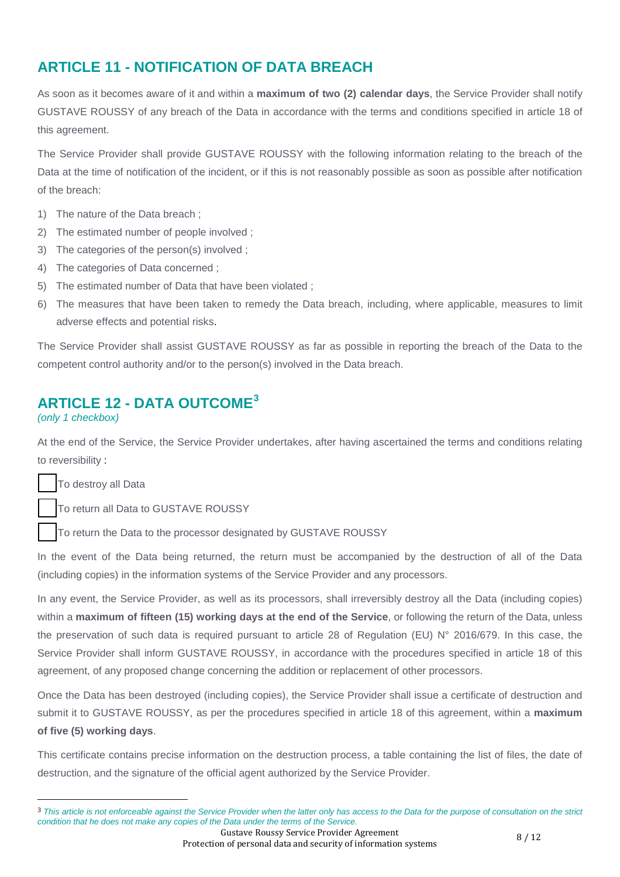## ARTICLE 11 - NOTIFICATION OF DATA BREACH

As soon as it becomes aware of it and within a **maximum of two (2) calendar days**, the Service Provider shall notify GUSTAVE ROUSSY of any breach of the Data in accordance with the terms and conditions specified in article 18 of this agreement.

The Service Provider shall provide GUSTAVE ROUSSY with the following information relating to the breach of the Data at the time of notification of the incident, or if this is not reasonably possible as soon as possible after notification of the breach:

1) The nature of the Data breach ;
2) The estimated number of people involved ;
3) The categories of the person(s) involved ;
4) The categories of Data concerned ;
5) The estimated number of Data that have been violated ;
6) The measures that have been taken to remedy the Data breach, including, where applicable, measures to limit adverse effects and potential risks.

The Service Provider shall assist GUSTAVE ROUSSY as far as possible in reporting the breach of the Data to the competent control authority and/or to the person(s) involved in the Data breach.

## ARTICLE 12 - DATA OUTCOME[3]

*(only 1 checkbox)*

At the end of the Service, the Service Provider undertakes, after having ascertained the terms and conditions relating to reversibility :

☐ To destroy all Data

☐ To return all Data to GUSTAVE ROUSSY

☐ To return the Data to the processor designated by GUSTAVE ROUSSY

In the event of the Data being returned, the return must be accompanied by the destruction of all of the Data (including copies) in the information systems of the Service Provider and any processors.

In any event, the Service Provider, as well as its processors, shall irreversibly destroy all the Data (including copies) within a **maximum of fifteen (15) working days at the end of the Service**, or following the return of the Data, unless the preservation of such data is required pursuant to article 28 of Regulation (EU) N° 2016/679. In this case, the Service Provider shall inform GUSTAVE ROUSSY, in accordance with the procedures specified in article 18 of this agreement, of any proposed change concerning the addition or replacement of other processors.

Once the Data has been destroyed (including copies), the Service Provider shall issue a certificate of destruction and submit it to GUSTAVE ROUSSY, as per the procedures specified in article 18 of this agreement, within a **maximum of five (5) working days**.

This certificate contains precise information on the destruction process, a table containing the list of files, the date of destruction, and the signature of the official agent authorized by the Service Provider.

---

[3] *This article is not enforceable against the Service Provider when the latter only has access to the Data for the purpose of consultation on the strict condition that he does not make any copies of the Data under the terms of the Service.*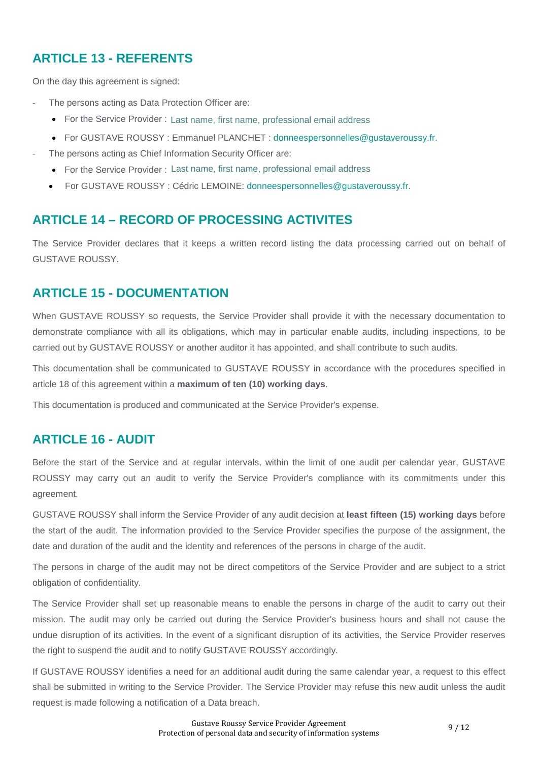## ARTICLE 13 - REFERENTS

On the day this agreement is signed:

- The persons acting as Data Protection Officer are:
  - For the Service Provider : Last name, first name, professional email address
  - For GUSTAVE ROUSSY : Emmanuel PLANCHET : donneespersonnelles@gustaveroussy.fr.
- The persons acting as Chief Information Security Officer are:
  - For the Service Provider : Last name, first name, professional email address
  - For GUSTAVE ROUSSY : Cédric LEMOINE: donneespersonnelles@gustaveroussy.fr.

## ARTICLE 14 – RECORD OF PROCESSING ACTIVITES

The Service Provider declares that it keeps a written record listing the data processing carried out on behalf of GUSTAVE ROUSSY.

## ARTICLE 15 - DOCUMENTATION

When GUSTAVE ROUSSY so requests, the Service Provider shall provide it with the necessary documentation to demonstrate compliance with all its obligations, which may in particular enable audits, including inspections, to be carried out by GUSTAVE ROUSSY or another auditor it has appointed, and shall contribute to such audits.

This documentation shall be communicated to GUSTAVE ROUSSY in accordance with the procedures specified in article 18 of this agreement within a **maximum of ten (10) working days**.

This documentation is produced and communicated at the Service Provider's expense.

## ARTICLE 16 - AUDIT

Before the start of the Service and at regular intervals, within the limit of one audit per calendar year, GUSTAVE ROUSSY may carry out an audit to verify the Service Provider's compliance with its commitments under this agreement.

GUSTAVE ROUSSY shall inform the Service Provider of any audit decision at **least fifteen (15) working days** before the start of the audit. The information provided to the Service Provider specifies the purpose of the assignment, the date and duration of the audit and the identity and references of the persons in charge of the audit.

The persons in charge of the audit may not be direct competitors of the Service Provider and are subject to a strict obligation of confidentiality.

The Service Provider shall set up reasonable means to enable the persons in charge of the audit to carry out their mission. The audit may only be carried out during the Service Provider's business hours and shall not cause the undue disruption of its activities. In the event of a significant disruption of its activities, the Service Provider reserves the right to suspend the audit and to notify GUSTAVE ROUSSY accordingly.

If GUSTAVE ROUSSY identifies a need for an additional audit during the same calendar year, a request to this effect shall be submitted in writing to the Service Provider. The Service Provider may refuse this new audit unless the audit request is made following a notification of a Data breach.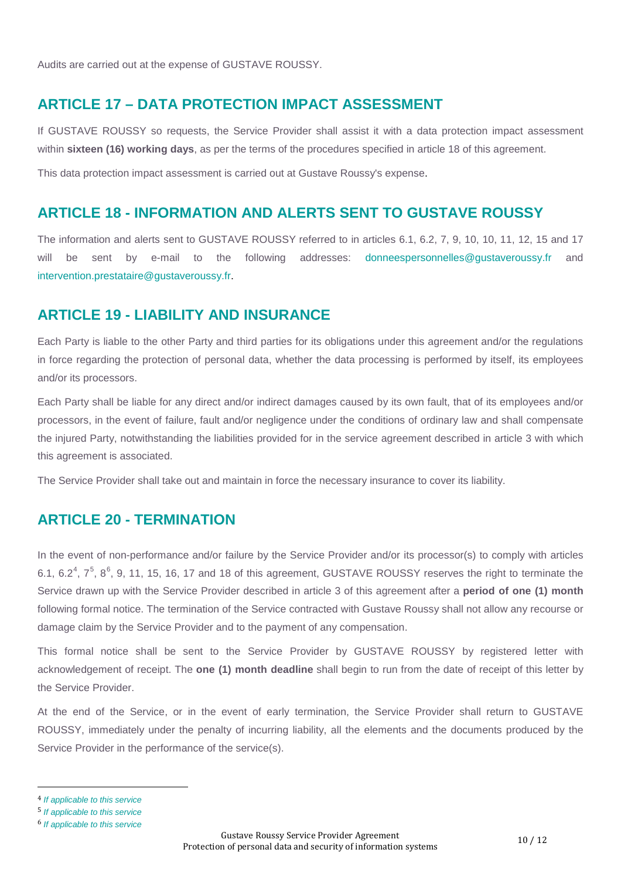Audits are carried out at the expense of GUSTAVE ROUSSY.

## ARTICLE 17 – DATA PROTECTION IMPACT ASSESSMENT

If GUSTAVE ROUSSY so requests, the Service Provider shall assist it with a data protection impact assessment within **sixteen (16) working days**, as per the terms of the procedures specified in article 18 of this agreement.

This data protection impact assessment is carried out at Gustave Roussy's expense.

## ARTICLE 18 - INFORMATION AND ALERTS SENT TO GUSTAVE ROUSSY

The information and alerts sent to GUSTAVE ROUSSY referred to in articles 6.1, 6.2, 7, 9, 10, 10, 11, 12, 15 and 17 will be sent by e-mail to the following addresses: donneespersonnelles@gustaveroussy.fr and intervention.prestataire@gustaveroussy.fr.

## ARTICLE 19 - LIABILITY AND INSURANCE

Each Party is liable to the other Party and third parties for its obligations under this agreement and/or the regulations in force regarding the protection of personal data, whether the data processing is performed by itself, its employees and/or its processors.

Each Party shall be liable for any direct and/or indirect damages caused by its own fault, that of its employees and/or processors, in the event of failure, fault and/or negligence under the conditions of ordinary law and shall compensate the injured Party, notwithstanding the liabilities provided for in the service agreement described in article 3 with which this agreement is associated.

The Service Provider shall take out and maintain in force the necessary insurance to cover its liability.

## ARTICLE 20 - TERMINATION

In the event of non-performance and/or failure by the Service Provider and/or its processor(s) to comply with articles 6.1, 6.2[4], 7[5], 8[6], 9, 11, 15, 16, 17 and 18 of this agreement, GUSTAVE ROUSSY reserves the right to terminate the Service drawn up with the Service Provider described in article 3 of this agreement after a **period of one (1) month** following formal notice. The termination of the Service contracted with Gustave Roussy shall not allow any recourse or damage claim by the Service Provider and to the payment of any compensation.

This formal notice shall be sent to the Service Provider by GUSTAVE ROUSSY by registered letter with acknowledgement of receipt. The **one (1) month deadline** shall begin to run from the date of receipt of this letter by the Service Provider.

At the end of the Service, or in the event of early termination, the Service Provider shall return to GUSTAVE ROUSSY, immediately under the penalty of incurring liability, all the elements and the documents produced by the Service Provider in the performance of the service(s).

---

[4] *If applicable to this service*

[5] *If applicable to this service*

[6] *If applicable to this service*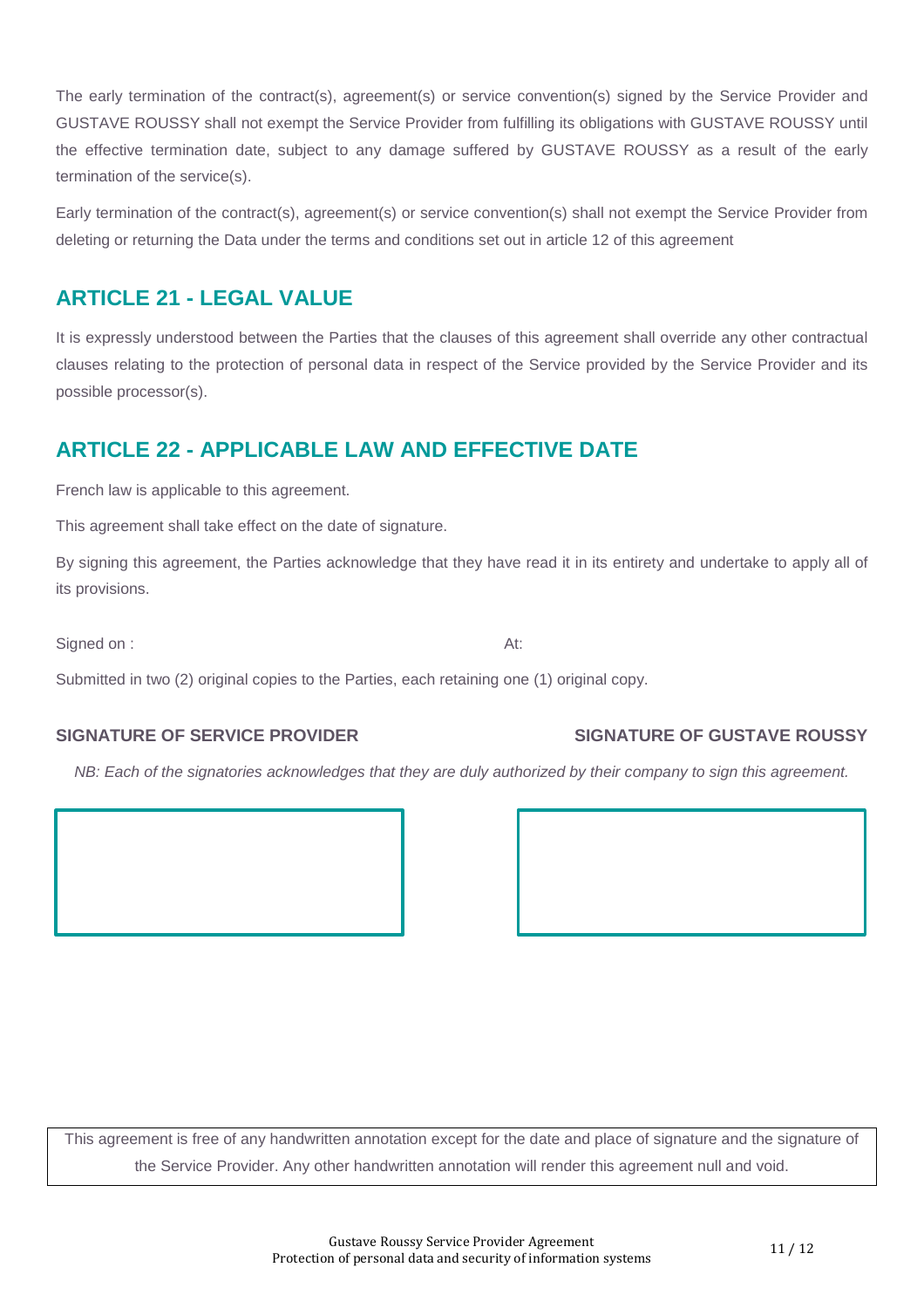The early termination of the contract(s), agreement(s) or service convention(s) signed by the Service Provider and GUSTAVE ROUSSY shall not exempt the Service Provider from fulfilling its obligations with GUSTAVE ROUSSY until the effective termination date, subject to any damage suffered by GUSTAVE ROUSSY as a result of the early termination of the service(s).

Early termination of the contract(s), agreement(s) or service convention(s) shall not exempt the Service Provider from deleting or returning the Data under the terms and conditions set out in article 12 of this agreement

## ARTICLE 21 - LEGAL VALUE

It is expressly understood between the Parties that the clauses of this agreement shall override any other contractual clauses relating to the protection of personal data in respect of the Service provided by the Service Provider and its possible processor(s).

## ARTICLE 22 - APPLICABLE LAW AND EFFECTIVE DATE

French law is applicable to this agreement.

This agreement shall take effect on the date of signature.

By signing this agreement, the Parties acknowledge that they have read it in its entirety and undertake to apply all of its provisions.

Signed on :

At:

Submitted in two (2) original copies to the Parties, each retaining one (1) original copy.

**SIGNATURE OF SERVICE PROVIDER**

**SIGNATURE OF GUSTAVE ROUSSY**

*NB: Each of the signatories acknowledges that they are duly authorized by their company to sign this agreement.*

This agreement is free of any handwritten annotation except for the date and place of signature and the signature of the Service Provider. Any other handwritten annotation will render this agreement null and void.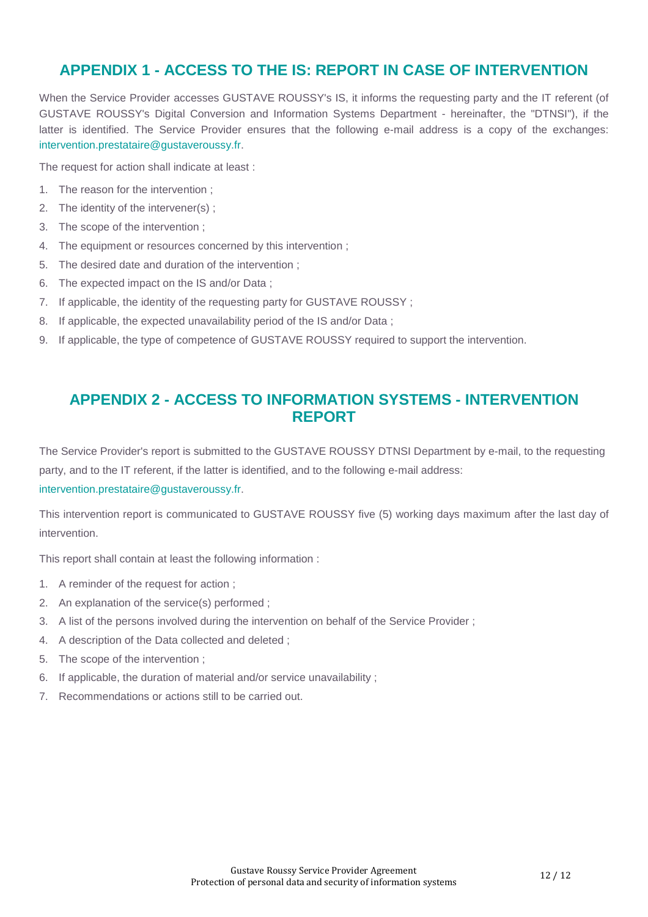## APPENDIX 1 - ACCESS TO THE IS: REPORT IN CASE OF INTERVENTION

When the Service Provider accesses GUSTAVE ROUSSY's IS, it informs the requesting party and the IT referent (of GUSTAVE ROUSSY's Digital Conversion and Information Systems Department - hereinafter, the "DTNSI"), if the latter is identified. The Service Provider ensures that the following e-mail address is a copy of the exchanges: intervention.prestataire@gustaveroussy.fr.

The request for action shall indicate at least :

1. The reason for the intervention ;
2. The identity of the intervener(s) ;
3. The scope of the intervention ;
4. The equipment or resources concerned by this intervention ;
5. The desired date and duration of the intervention ;
6. The expected impact on the IS and/or Data ;
7. If applicable, the identity of the requesting party for GUSTAVE ROUSSY ;
8. If applicable, the expected unavailability period of the IS and/or Data ;
9. If applicable, the type of competence of GUSTAVE ROUSSY required to support the intervention.

## APPENDIX 2 - ACCESS TO INFORMATION SYSTEMS - INTERVENTION REPORT

The Service Provider's report is submitted to the GUSTAVE ROUSSY DTNSI Department by e-mail, to the requesting party, and to the IT referent, if the latter is identified, and to the following e-mail address: intervention.prestataire@gustaveroussy.fr.

This intervention report is communicated to GUSTAVE ROUSSY five (5) working days maximum after the last day of intervention.

This report shall contain at least the following information :

1. A reminder of the request for action ;
2. An explanation of the service(s) performed ;
3. A list of the persons involved during the intervention on behalf of the Service Provider ;
4. A description of the Data collected and deleted ;
5. The scope of the intervention ;
6. If applicable, the duration of material and/or service unavailability ;
7. Recommendations or actions still to be carried out.